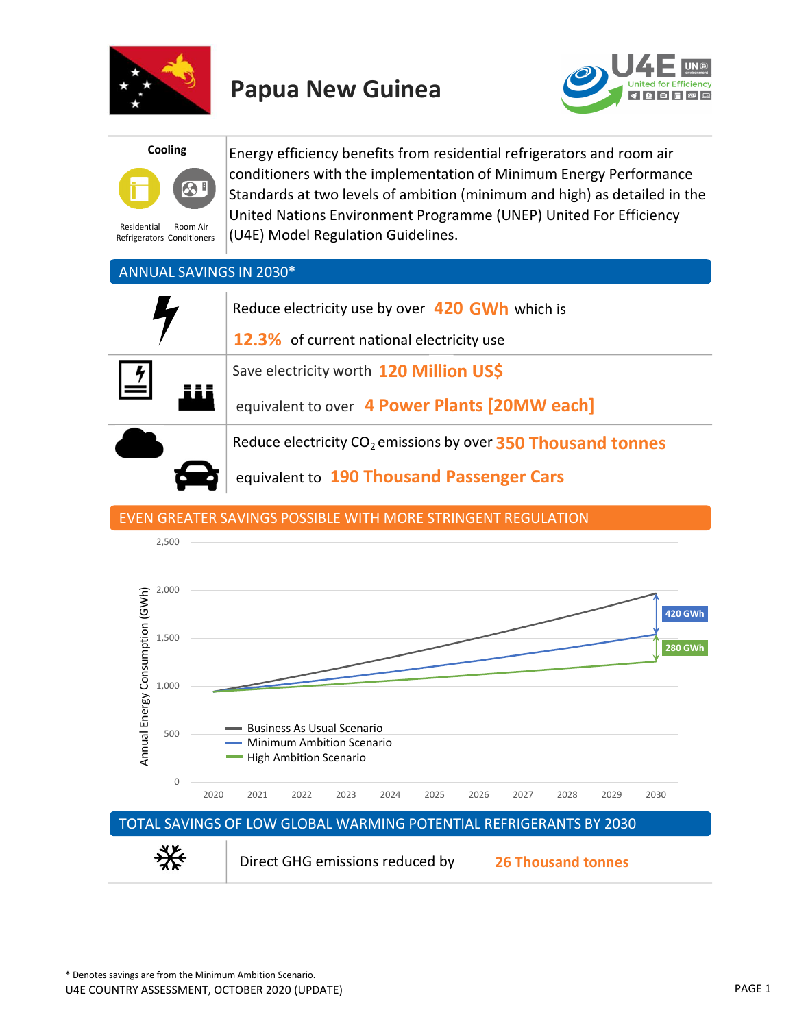# Papua New Guinea

**Cooling**

Residential Refrigerators | Room Air Conditioners

Energy efficiency benefits from residential refrigerators and room air conditioners with the implementation of Minimum Energy Performance Standards at two levels of ambition (minimum and high) as detailed in the United Nations Environment Programme (UNEP) United For Efficiency (U4E) Model Regulation Guidelines.

## ANNUAL SAVINGS IN 2030*

Reduce electricity use by over **420 GWh** which is **12.3%** of current national electricity use

Save electricity worth **120 Million US$** equivalent to over **4 Power Plants [20MW each]**

Reduce electricity $CO_2$ emissions by over **350 Thousand tonnes** equivalent to **190 Thousand Passenger Cars**

## EVEN GREATER SAVINGS POSSIBLE WITH MORE STRINGENT REGULATION

Annual Energy Consumption (GWh), 2020–2030

- Business As Usual Scenario
- Minimum Ambition Scenario
- High Ambition Scenario

420 GWh

280 GWh

## TOTAL SAVINGS OF LOW GLOBAL WARMING POTENTIAL REFRIGERANTS BY 2030

Direct GHG emissions reduced by **26 Thousand tonnes**

\* Denotes savings are from the Minimum Ambition Scenario.

U4E COUNTRY ASSESSMENT, OCTOBER 2020 (UPDATE)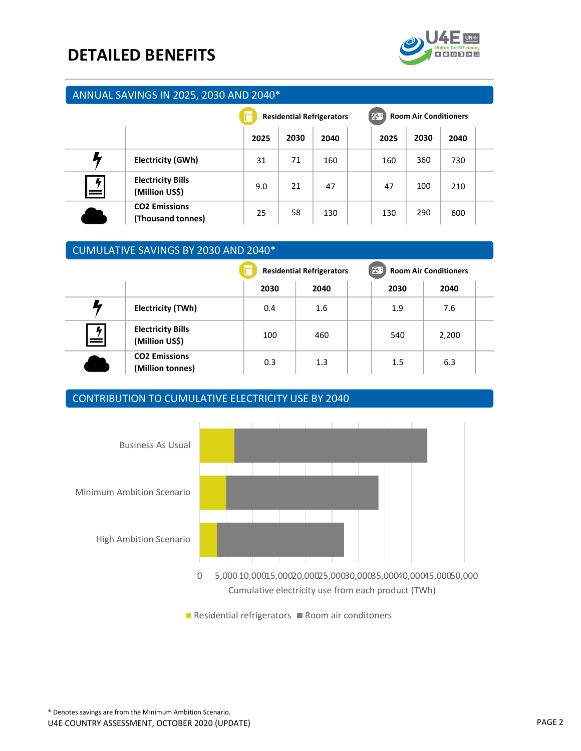# DETAILED BENEFITS

## ANNUAL SAVINGS IN 2025, 2030 AND 2040*

| | Residential Refrigerators | | | Room Air Conditioners | | |
|---|---|---|---|---|---|---|
| | 2025 | 2030 | 2040 | 2025 | 2030 | 2040 |
| Electricity (GWh) | 31 | 71 | 160 | 160 | 360 | 730 |
| Electricity Bills (Million US$) | 9.0 | 21 | 47 | 47 | 100 | 210 |
| CO2 Emissions (Thousand tonnes) | 25 | 58 | 130 | 130 | 290 | 600 |

## CUMULATIVE SAVINGS BY 2030 AND 2040*

| | Residential Refrigerators | | Room Air Conditioners | |
|---|---|---|---|---|
| | 2030 | 2040 | 2030 | 2040 |
| Electricity (TWh) | 0.4 | 1.6 | 1.9 | 7.6 |
| Electricity Bills (Million US$) | 100 | 460 | 540 | 2,200 |
| CO2 Emissions (Million tonnes) | 0.3 | 1.3 | 1.5 | 6.3 |

## CONTRIBUTION TO CUMULATIVE ELECTRICITY USE BY 2040

Business As Usual

Minimum Ambition Scenario

High Ambition Scenario

0 5,000 10,000 15,000 20,000 25,000 30,000 35,000 40,000 45,000 50,000

Cumulative electricity use from each product (TWh)

Residential refrigerators ■ Room air conditoners

\* Denotes savings are from the Minimum Ambition Scenario.

U4E COUNTRY ASSESSMENT, OCTOBER 2020 (UPDATE)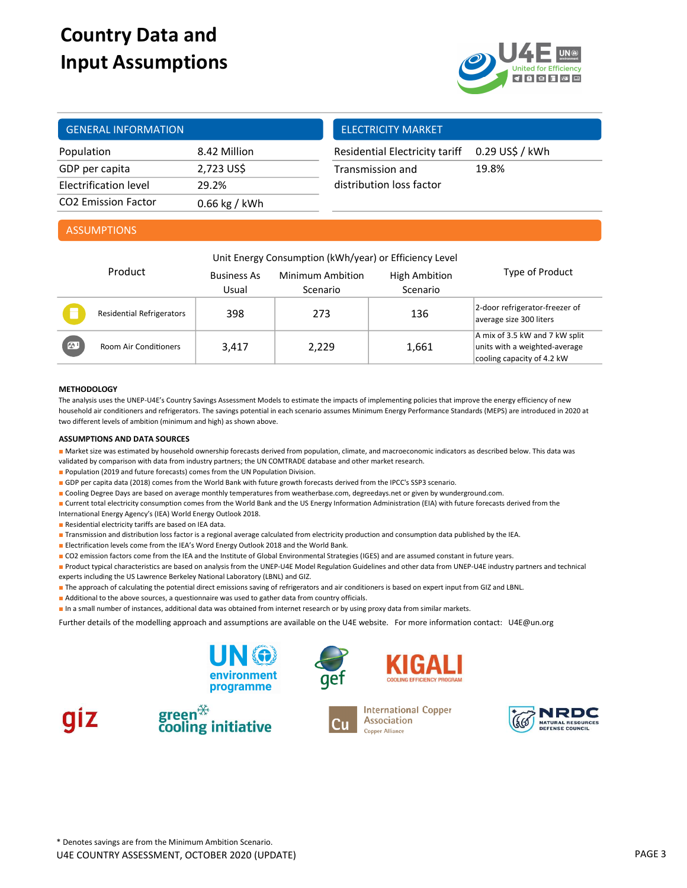# Country Data and Input Assumptions

## GENERAL INFORMATION

| | |
|---|---|
| Population | 8.42 Million |
| GDP per capita | 2,723 US$ |
| Electrification level | 29.2% |
| CO2 Emission Factor | 0.66 kg / kWh |

## ELECTRICITY MARKET

| | |
|---|---|
| Residential Electricity tariff | 0.29 US$ / kWh |
| Transmission and distribution loss factor | 19.8% |

## ASSUMPTIONS

| Product | Unit Energy Consumption (kWh/year) or Efficiency Level | | | Type of Product |
|---|---|---|---|---|
| | Business As Usual | Minimum Ambition Scenario | High Ambition Scenario | |
| Residential Refrigerators | 398 | 273 | 136 | 2-door refrigerator-freezer of average size 300 liters |
| Room Air Conditioners | 3,417 | 2,229 | 1,661 | A mix of 3.5 kW and 7 kW split units with a weighted-average cooling capacity of 4.2 kW |

**METHODOLOGY**

The analysis uses the UNEP-U4E's Country Savings Assessment Models to estimate the impacts of implementing policies that improve the energy efficiency of new household air conditioners and refrigerators. The savings potential in each scenario assumes Minimum Energy Performance Standards (MEPS) are introduced in 2020 at two different levels of ambition (minimum and high) as shown above.

**ASSUMPTIONS AND DATA SOURCES**

- Market size was estimated by household ownership forecasts derived from population, climate, and macroeconomic indicators as described below. This data was validated by comparison with data from industry partners; the UN COMTRADE database and other market research.
- Population (2019 and future forecasts) comes from the UN Population Division.
- GDP per capita data (2018) comes from the World Bank with future growth forecasts derived from the IPCC's SSP3 scenario.
- Cooling Degree Days are based on average monthly temperatures from weatherbase.com, degreedays.net or given by wunderground.com.
- Current total electricity consumption comes from the World Bank and the US Energy Information Administration (EIA) with future forecasts derived from the International Energy Agency's (IEA) World Energy Outlook 2018.
- Residential electricity tariffs are based on IEA data.
- Transmission and distribution loss factor is a regional average calculated from electricity production and consumption data published by the IEA.
- Electrification levels come from the IEA's Word Energy Outlook 2018 and the World Bank.
- CO2 emission factors come from the IEA and the Institute of Global Environmental Strategies (IGES) and are assumed constant in future years.
- Product typical characteristics are based on analysis from the UNEP-U4E Model Regulation Guidelines and other data from UNEP-U4E industry partners and technical experts including the US Lawrence Berkeley National Laboratory (LBNL) and GIZ.
- The approach of calculating the potential direct emissions saving of refrigerators and air conditioners is based on expert input from GIZ and LBNL.
- Additional to the above sources, a questionnaire was used to gather data from country officials.
- In a small number of instances, additional data was obtained from internet research or by using proxy data from similar markets.

Further details of the modelling approach and assumptions are available on the U4E website. For more information contact: U4E@un.org

* Denotes savings are from the Minimum Ambition Scenario.

U4E COUNTRY ASSESSMENT, OCTOBER 2020 (UPDATE)